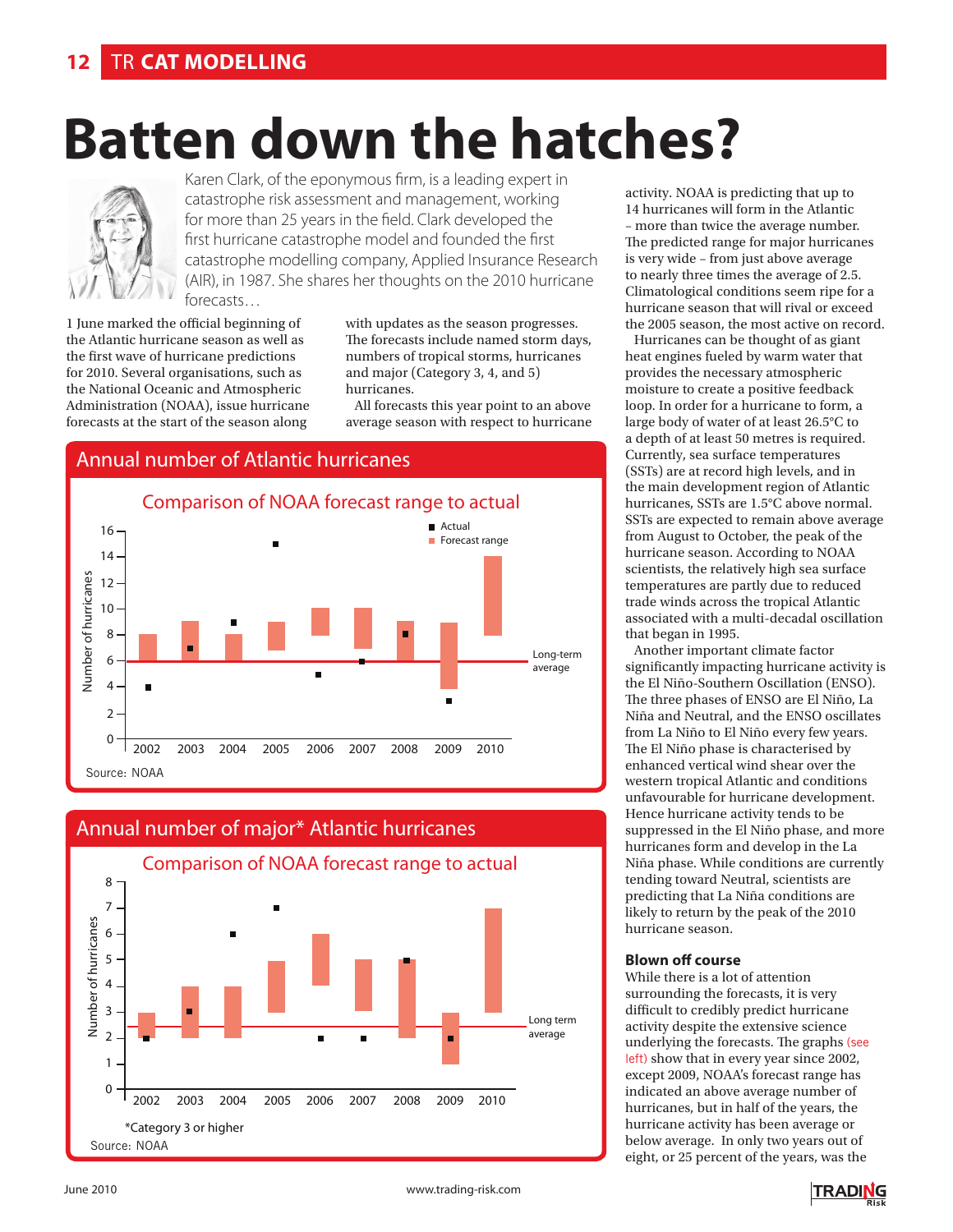# Batten down the hatches?

Karen Clark, of the eponymous firm, is a leading expert in catastrophe risk assessment and management, working for more than 25 years in the field. Clark developed the first hurricane catastrophe model and founded the first catastrophe modelling company, Applied Insurance Research (AIR), in 1987. She shares her thoughts on the 2010 hurricane forecasts…

1 June marked the official beginning of the Atlantic hurricane season as well as the first wave of hurricane predictions for 2010. Several organisations, such as the National Oceanic and Atmospheric Administration (NOAA), issue hurricane forecasts at the start of the season along with updates as the season progresses. The forecasts include named storm days, numbers of tropical storms, hurricanes and major (Category 3, 4, and 5) hurricanes.

All forecasts this year point to an above average season with respect to hurricane activity. NOAA is predicting that up to 14 hurricanes will form in the Atlantic – more than twice the average number. The predicted range for major hurricanes is very wide – from just above average to nearly three times the average of 2.5. Climatological conditions seem ripe for a hurricane season that will rival or exceed the 2005 season, the most active on record.

Hurricanes can be thought of as giant heat engines fueled by warm water that provides the necessary atmospheric moisture to create a positive feedback loop. In order for a hurricane to form, a large body of water of at least 26.5°C to a depth of at least 50 metres is required. Currently, sea surface temperatures (SSTs) are at record high levels, and in the main development region of Atlantic hurricanes, SSTs are 1.5°C above normal. SSTs are expected to remain above average from August to October, the peak of the hurricane season. According to NOAA scientists, the relatively high sea surface temperatures are partly due to reduced trade winds across the tropical Atlantic associated with a multi-decadal oscillation that began in 1995.

Another important climate factor significantly impacting hurricane activity is the El Niño-Southern Oscillation (ENSO). The three phases of ENSO are El Niño, La Niña and Neutral, and the ENSO oscillates from La Niño to El Niño every few years. The El Niño phase is characterised by enhanced vertical wind shear over the western tropical Atlantic and conditions unfavourable for hurricane development. Hence hurricane activity tends to be suppressed in the El Niño phase, and more hurricanes form and develop in the La Niña phase. While conditions are currently tending toward Neutral, scientists are predicting that La Niña conditions are likely to return by the peak of the 2010 hurricane season.

## Annual number of Atlantic hurricanes

Comparison of NOAA forecast range to actual

| Year | Forecast range | Actual |
|---|---|---|
| 2002 | 6–8 | 4 |
| 2003 | 6–9 | 7 |
| 2004 | 6–8 | 9 |
| 2005 | 7–9 | 15 |
| 2006 | 8–10 | 5 |
| 2007 | 7–10 | 6 |
| 2008 | 6–9 | 8 |
| 2009 | 4–9 | 3 |
| 2010 | 8–14 | |

Long-term average: 6

Source: NOAA

## Annual number of major* Atlantic hurricanes

Comparison of NOAA forecast range to actual

| Year | Forecast range | Actual |
|---|---|---|
| 2002 | 2–3 | 2 |
| 2003 | 2–4 | 3 |
| 2004 | 2–4 | 6 |
| 2005 | 3–5 | 7 |
| 2006 | 4–6 | 2 |
| 2007 | 3–5 | 2 |
| 2008 | 2–5 | 5 |
| 2009 | 1–3 | 2 |
| 2010 | 3–7 | |

Long term average: 2.5

*Category 3 or higher

Source: NOAA

### Blown off course

While there is a lot of attention surrounding the forecasts, it is very difficult to credibly predict hurricane activity despite the extensive science underlying the forecasts. The graphs (see left) show that in every year since 2002, except 2009, NOAA's forecast range has indicated an above average number of hurricanes, but in half of the years, the hurricane activity has been average or below average. In only two years out of eight, or 25 percent of the years, was the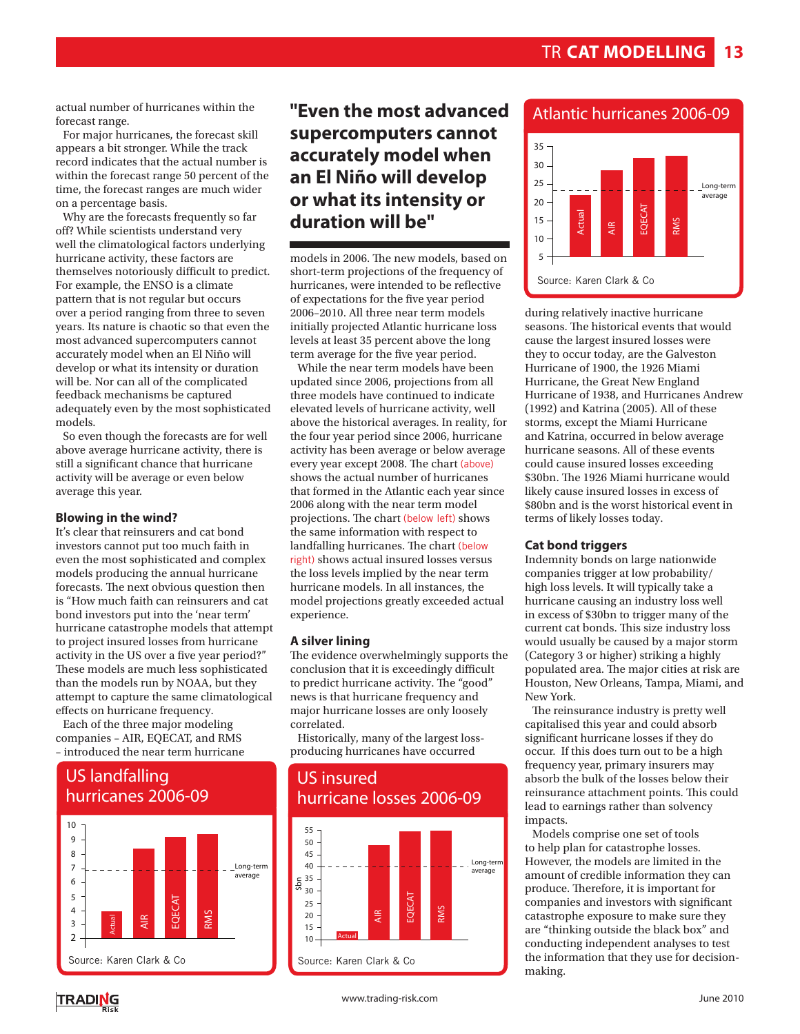actual number of hurricanes within the forecast range.

For major hurricanes, the forecast skill appears a bit stronger. While the track record indicates that the actual number is within the forecast range 50 percent of the time, the forecast ranges are much wider on a percentage basis.

Why are the forecasts frequently so far off? While scientists understand very well the climatological factors underlying hurricane activity, these factors are themselves notoriously difficult to predict. For example, the ENSO is a climate pattern that is not regular but occurs over a period ranging from three to seven years. Its nature is chaotic so that even the most advanced supercomputers cannot accurately model when an El Niño will develop or what its intensity or duration will be. Nor can all of the complicated feedback mechanisms be captured adequately even by the most sophisticated models.

So even though the forecasts are for well above average hurricane activity, there is still a significant chance that hurricane activity will be average or even below average this year.

### Blowing in the wind?

It's clear that reinsurers and cat bond investors cannot put too much faith in even the most sophisticated and complex models producing the annual hurricane forecasts. The next obvious question then is "How much faith can reinsurers and cat bond investors put into the 'near term' hurricane catastrophe models that attempt to project insured losses from hurricane activity in the US over a five year period?" These models are much less sophisticated than the models run by NOAA, but they attempt to capture the same climatological effects on hurricane frequency.

Each of the three major modeling companies – AIR, EQECAT, and RMS – introduced the near term hurricane

**"Even the most advanced supercomputers cannot accurately model when an El Niño will develop or what its intensity or duration will be"**

models in 2006. The new models, based on short-term projections of the frequency of hurricanes, were intended to be reflective of expectations for the five year period 2006–2010. All three near term models initially projected Atlantic hurricane loss levels at least 35 percent above the long term average for the five year period.

While the near term models have been updated since 2006, projections from all three models have continued to indicate elevated levels of hurricane activity, well above the historical averages. In reality, for the four year period since 2006, hurricane activity has been average or below average every year except 2008. The chart (above) shows the actual number of hurricanes that formed in the Atlantic each year since 2006 along with the near term model projections. The chart (below left) shows the same information with respect to landfalling hurricanes. The chart (below right) shows actual insured losses versus the loss levels implied by the near term hurricane models. In all instances, the model projections greatly exceeded actual experience.

### A silver lining

The evidence overwhelmingly supports the conclusion that it is exceedingly difficult to predict hurricane activity. The "good" news is that hurricane frequency and major hurricane losses are only loosely correlated.

Historically, many of the largest loss-producing hurricanes have occurred during relatively inactive hurricane seasons. The historical events that would cause the largest insured losses were they to occur today, are the Galveston Hurricane of 1900, the 1926 Miami Hurricane, the Great New England Hurricane of 1938, and Hurricanes Andrew (1992) and Katrina (2005). All of these storms, except the Miami Hurricane and Katrina, occurred in below average hurricane seasons. All of these events could cause insured losses exceeding $30bn. The 1926 Miami hurricane would likely cause insured losses in excess of $80bn and is the worst historical event in terms of likely losses today.

### Cat bond triggers

Indemnity bonds on large nationwide companies trigger at low probability/high loss levels. It will typically take a hurricane causing an industry loss well in excess of $30bn to trigger many of the current cat bonds. This size industry loss would usually be caused by a major storm (Category 3 or higher) striking a highly populated area. The major cities at risk are Houston, New Orleans, Tampa, Miami, and New York.

The reinsurance industry is pretty well capitalised this year and could absorb significant hurricane losses if they do occur. If this does turn out to be a high frequency year, primary insurers may absorb the bulk of the losses below their reinsurance attachment points. This could lead to earnings rather than solvency impacts.

Models comprise one set of tools to help plan for catastrophe losses. However, the models are limited in the amount of credible information they can produce. Therefore, it is important for companies and investors with significant catastrophe exposure to make sure they are "thinking outside the black box" and conducting independent analyses to test the information that they use for decision-making.

**Atlantic hurricanes 2006-09**

35
30
25
20
15
10
5
Actual
AIR
EQECAT
RMS
Long-term average

Source: Karen Clark & Co

**US landfalling hurricanes 2006-09**

10
9
8
7
6
5
4
3
2
Actual
AIR
EQECAT
RMS
Long-term average

Source: Karen Clark & Co

**US insured hurricane losses 2006-09**

$bn
55
50
45
40
35
30
25
20
15
10
Actual
AIR
EQECAT
RMS
Long-term average

Source: Karen Clark & Co